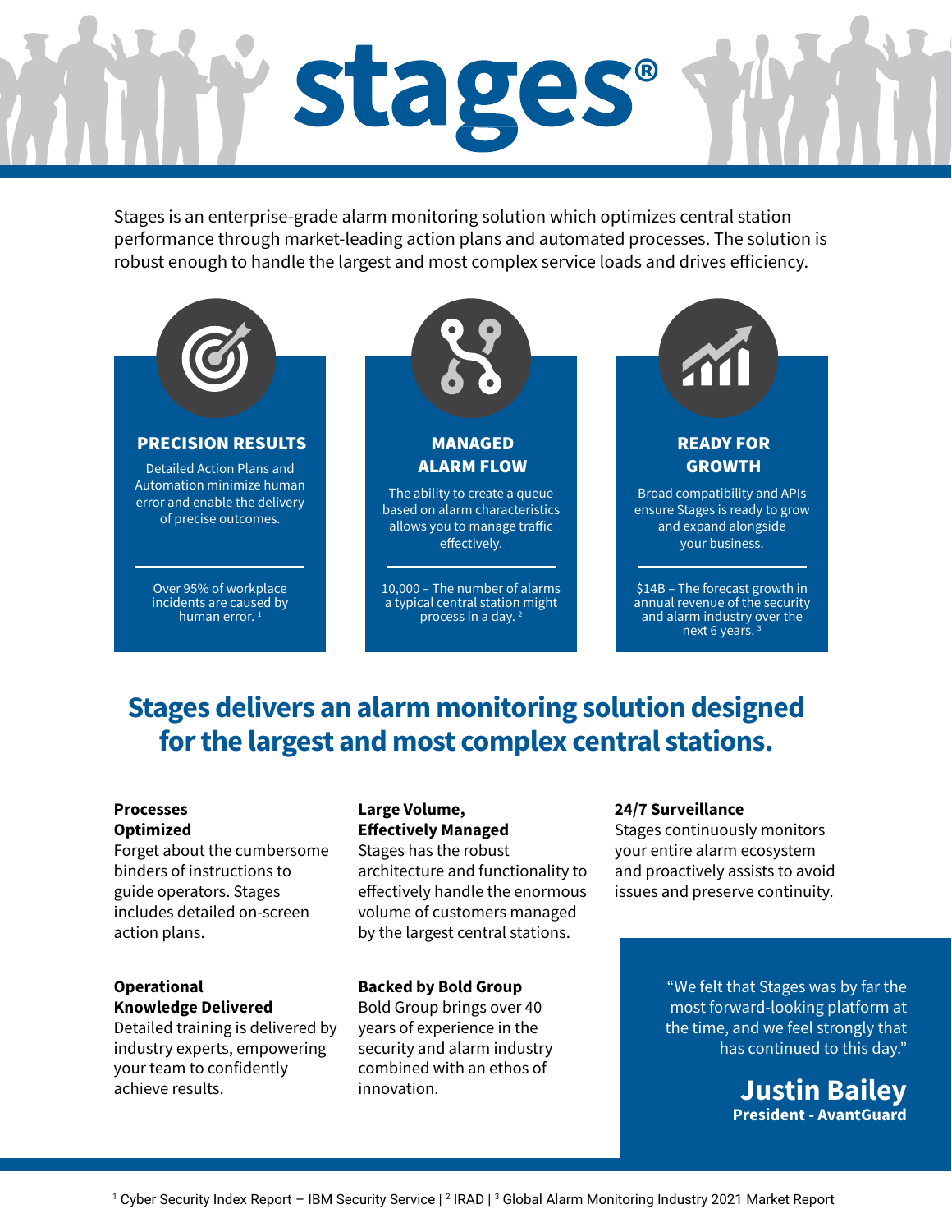# stages®

Stages is an enterprise-grade alarm monitoring solution which optimizes central station performance through market-leading action plans and automated processes. The solution is robust enough to handle the largest and most complex service loads and drives efficiency.

### PRECISION RESULTS

Detailed Action Plans and Automation minimize human error and enable the delivery of precise outcomes.

Over 95% of workplace incidents are caused by human error. [1]

### MANAGED ALARM FLOW

The ability to create a queue based on alarm characteristics allows you to manage traffic effectively.

10,000 – The number of alarms a typical central station might process in a day. [2]

### READY FOR GROWTH

Broad compatibility and APIs ensure Stages is ready to grow and expand alongside your business.

$14B – The forecast growth in annual revenue of the security and alarm industry over the next 6 years. [3]

## Stages delivers an alarm monitoring solution designed for the largest and most complex central stations.

**Processes Optimized**
Forget about the cumbersome binders of instructions to guide operators. Stages includes detailed on-screen action plans.

**Operational Knowledge Delivered**
Detailed training is delivered by industry experts, empowering your team to confidently achieve results.

**Large Volume, Effectively Managed**
Stages has the robust architecture and functionality to effectively handle the enormous volume of customers managed by the largest central stations.

**Backed by Bold Group**
Bold Group brings over 40 years of experience in the security and alarm industry combined with an ethos of innovation.

**24/7 Surveillance**
Stages continuously monitors your entire alarm ecosystem and proactively assists to avoid issues and preserve continuity.

> "We felt that Stages was by far the most forward-looking platform at the time, and we feel strongly that has continued to this day."
>
> **Justin Bailey**
> **President - AvantGuard**

[1] Cyber Security Index Report – IBM Security Service | [2] IRAD | [3] Global Alarm Monitoring Industry 2021 Market Report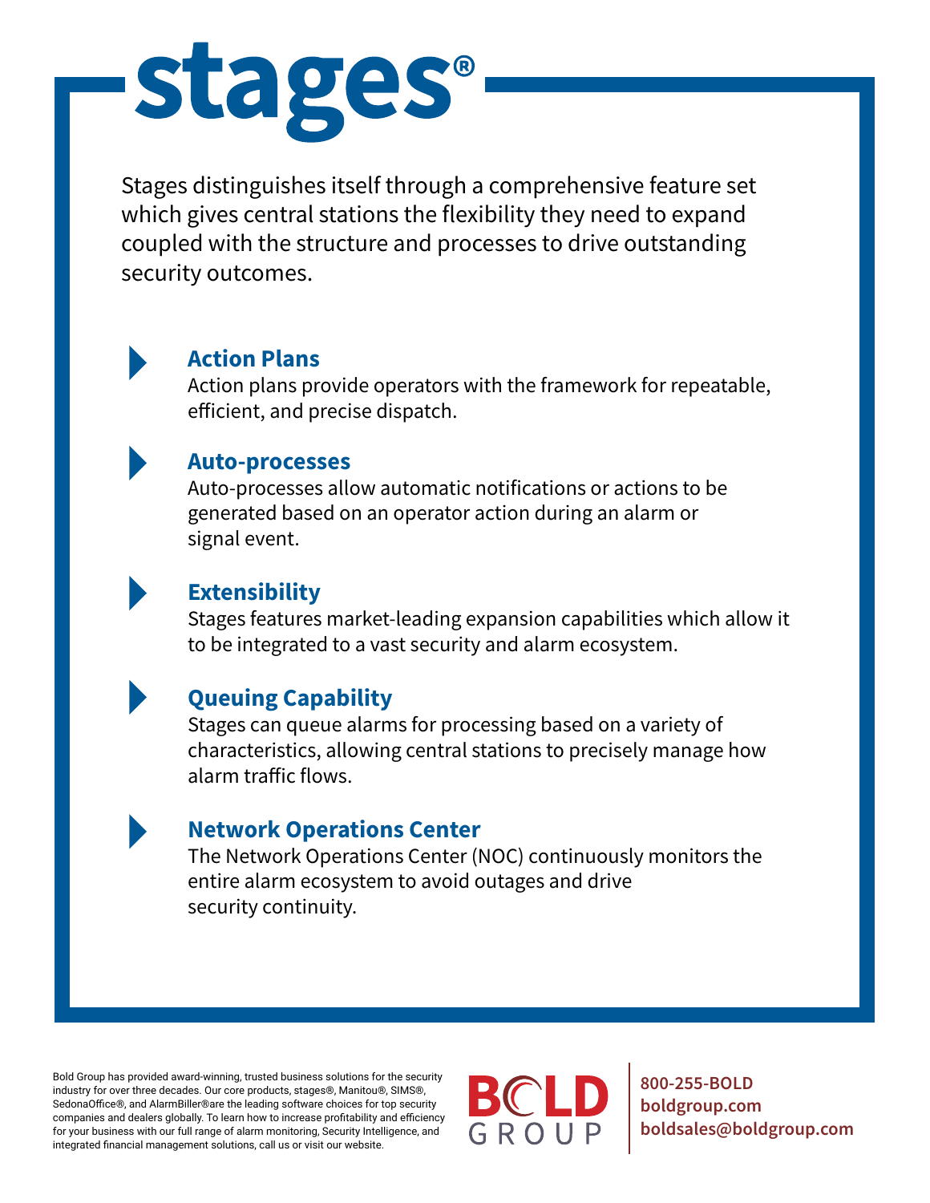# stages®

Stages distinguishes itself through a comprehensive feature set which gives central stations the flexibility they need to expand coupled with the structure and processes to drive outstanding security outcomes.

### Action Plans

Action plans provide operators with the framework for repeatable, efficient, and precise dispatch.

### Auto-processes

Auto-processes allow automatic notifications or actions to be generated based on an operator action during an alarm or signal event.

### Extensibility

Stages features market-leading expansion capabilities which allow it to be integrated to a vast security and alarm ecosystem.

### Queuing Capability

Stages can queue alarms for processing based on a variety of characteristics, allowing central stations to precisely manage how alarm traffic flows.

### Network Operations Center

The Network Operations Center (NOC) continuously monitors the entire alarm ecosystem to avoid outages and drive security continuity.

Bold Group has provided award-winning, trusted business solutions for the security industry for over three decades. Our core products, stages®, Manitou®, SIMS®, SedonaOffice®, and AlarmBiller®are the leading software choices for top security companies and dealers globally. To learn how to increase profitability and efficiency for your business with our full range of alarm monitoring, Security Intelligence, and integrated financial management solutions, call us or visit our website.

BOLD GROUP

**800-255-BOLD**
**boldgroup.com**
**boldsales@boldgroup.com**